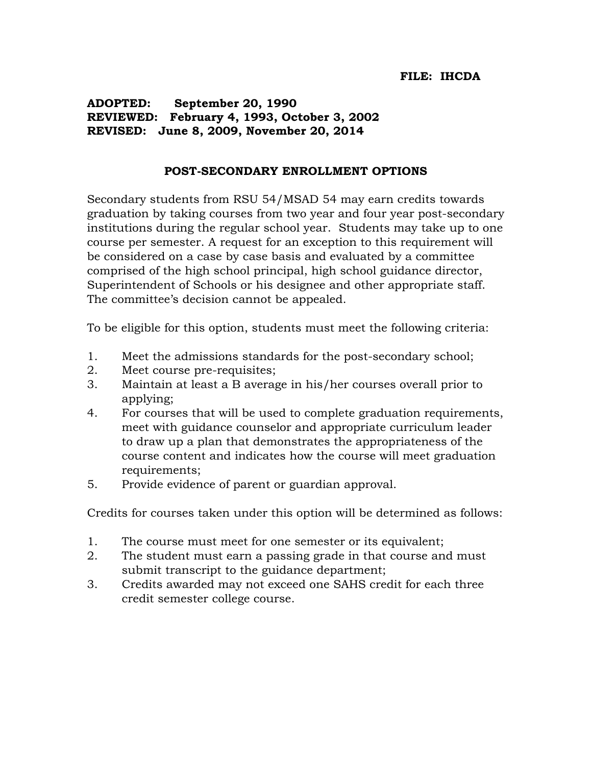**FILE: IHCDA**

**ADOPTED: September 20, 1990**
**REVIEWED: February 4, 1993, October 3, 2002**
**REVISED: June 8, 2009, November 20, 2014**

# POST-SECONDARY ENROLLMENT OPTIONS

Secondary students from RSU 54/MSAD 54 may earn credits towards graduation by taking courses from two year and four year post-secondary institutions during the regular school year. Students may take up to one course per semester. A request for an exception to this requirement will be considered on a case by case basis and evaluated by a committee comprised of the high school principal, high school guidance director, Superintendent of Schools or his designee and other appropriate staff. The committee's decision cannot be appealed.

To be eligible for this option, students must meet the following criteria:

1. Meet the admissions standards for the post-secondary school;
2. Meet course pre-requisites;
3. Maintain at least a B average in his/her courses overall prior to applying;
4. For courses that will be used to complete graduation requirements, meet with guidance counselor and appropriate curriculum leader to draw up a plan that demonstrates the appropriateness of the course content and indicates how the course will meet graduation requirements;
5. Provide evidence of parent or guardian approval.

Credits for courses taken under this option will be determined as follows:

1. The course must meet for one semester or its equivalent;
2. The student must earn a passing grade in that course and must submit transcript to the guidance department;
3. Credits awarded may not exceed one SAHS credit for each three credit semester college course.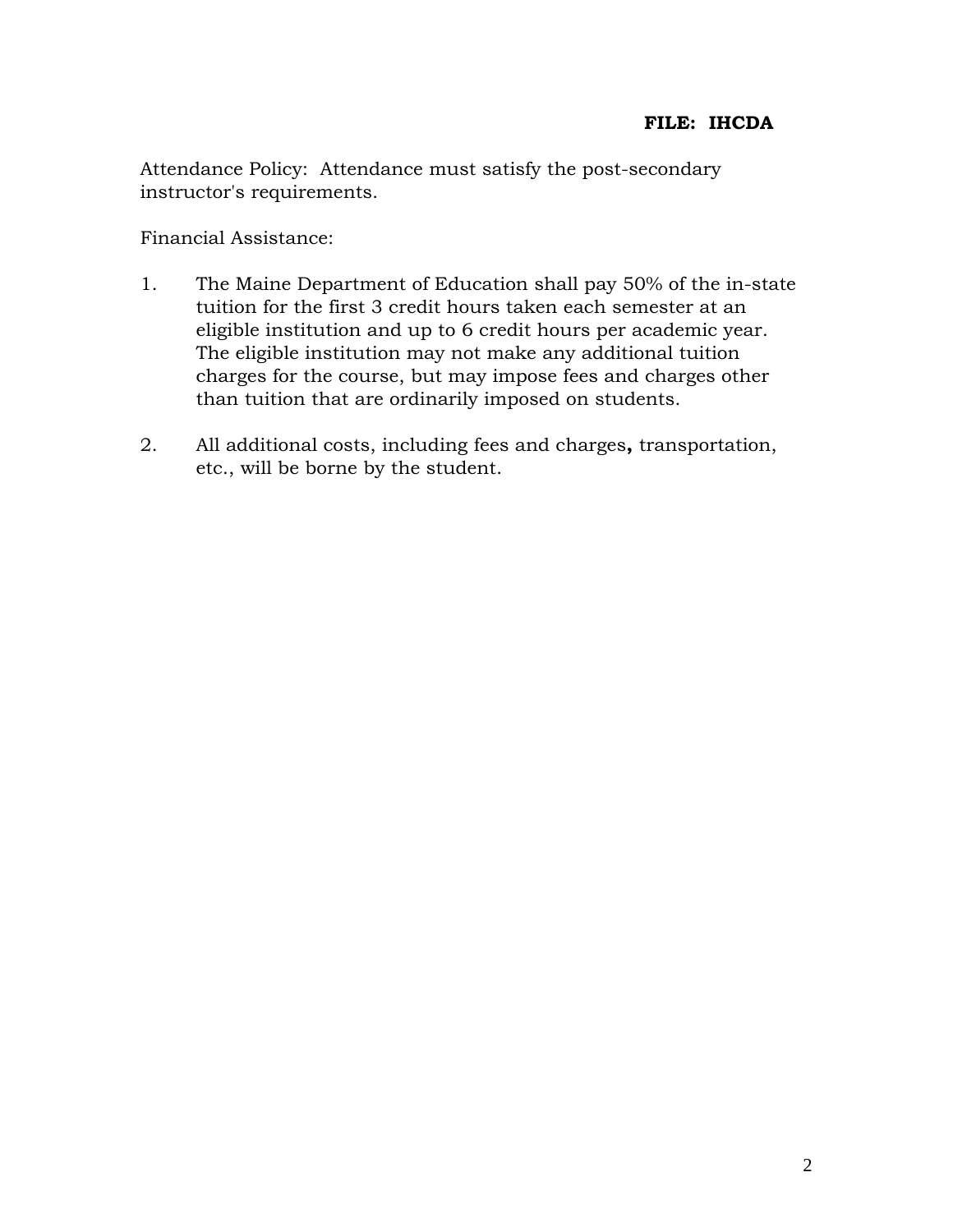Attendance Policy:  Attendance must satisfy the post-secondary instructor's requirements.

Financial Assistance:

1. The Maine Department of Education shall pay 50% of the in-state tuition for the first 3 credit hours taken each semester at an eligible institution and up to 6 credit hours per academic year. The eligible institution may not make any additional tuition charges for the course, but may impose fees and charges other than tuition that are ordinarily imposed on students.

2. All additional costs, including fees and charges, transportation, etc., will be borne by the student.